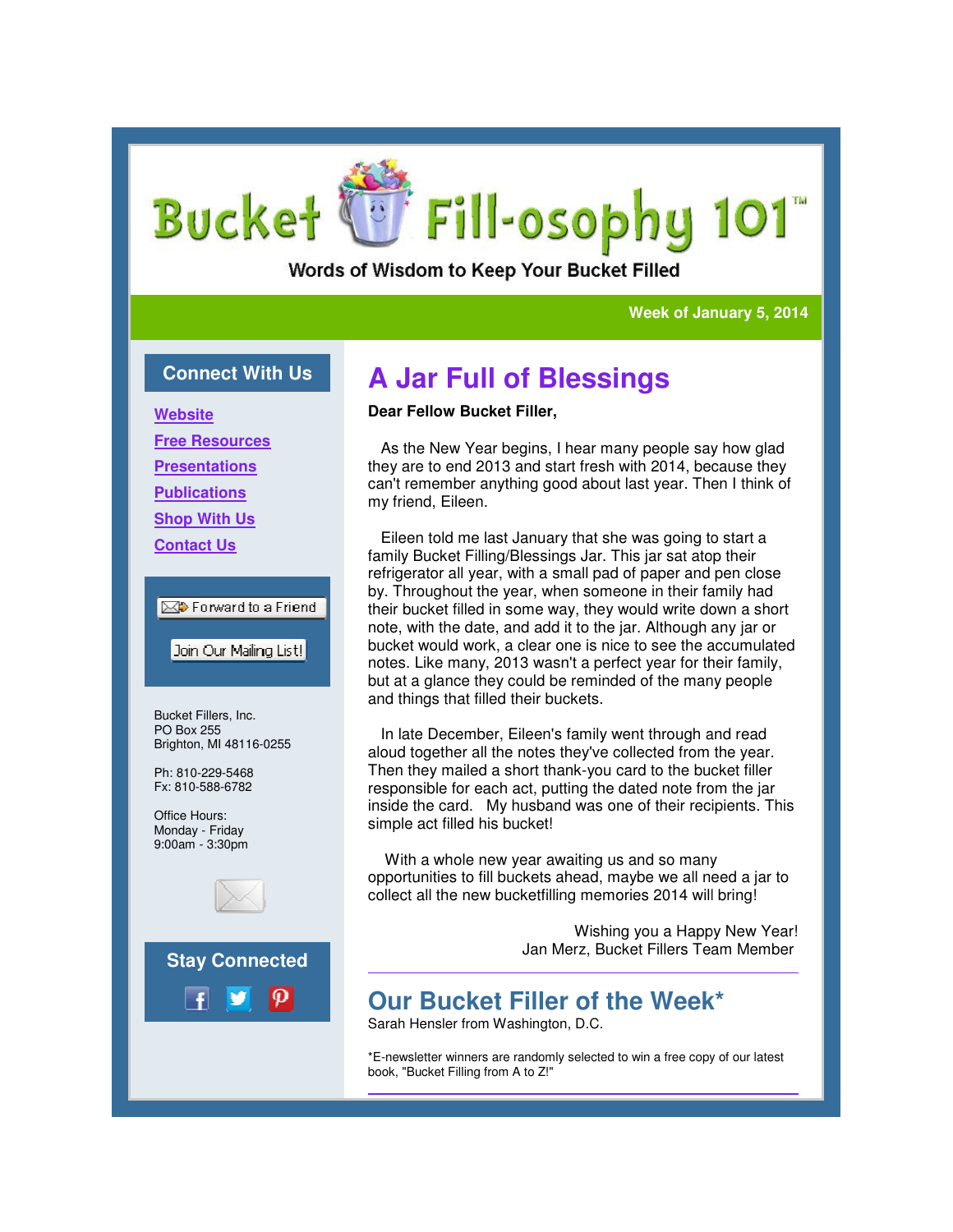# Bucket Fill-osophy 101™

Words of Wisdom to Keep Your Bucket Filled

**Week of January 5, 2014**

## Connect With Us

[Website]

[Free Resources]

[Presentations]

[Publications]

[Shop With Us]

[Contact Us]

Forward to a Friend

Join Our Mailing List!

Bucket Fillers, Inc.
PO Box 255
Brighton, MI 48116-0255

Ph: 810-229-5468
Fx: 810-588-6782

Office Hours:
Monday - Friday
9:00am - 3:30pm

## Stay Connected

# A Jar Full of Blessings

**Dear Fellow Bucket Filler,**

As the New Year begins, I hear many people say how glad they are to end 2013 and start fresh with 2014, because they can't remember anything good about last year. Then I think of my friend, Eileen.

Eileen told me last January that she was going to start a family Bucket Filling/Blessings Jar. This jar sat atop their refrigerator all year, with a small pad of paper and pen close by. Throughout the year, when someone in their family had their bucket filled in some way, they would write down a short note, with the date, and add it to the jar. Although any jar or bucket would work, a clear one is nice to see the accumulated notes. Like many, 2013 wasn't a perfect year for their family, but at a glance they could be reminded of the many people and things that filled their buckets.

In late December, Eileen's family went through and read aloud together all the notes they've collected from the year. Then they mailed a short thank-you card to the bucket filler responsible for each act, putting the dated note from the jar inside the card. My husband was one of their recipients. This simple act filled his bucket!

With a whole new year awaiting us and so many opportunities to fill buckets ahead, maybe we all need a jar to collect all the new bucketfilling memories 2014 will bring!

Wishing you a Happy New Year!
Jan Merz, Bucket Fillers Team Member

---

## Our Bucket Filler of the Week*

Sarah Hensler from Washington, D.C.

*E-newsletter winners are randomly selected to win a free copy of our latest book, "Bucket Filling from A to Z!"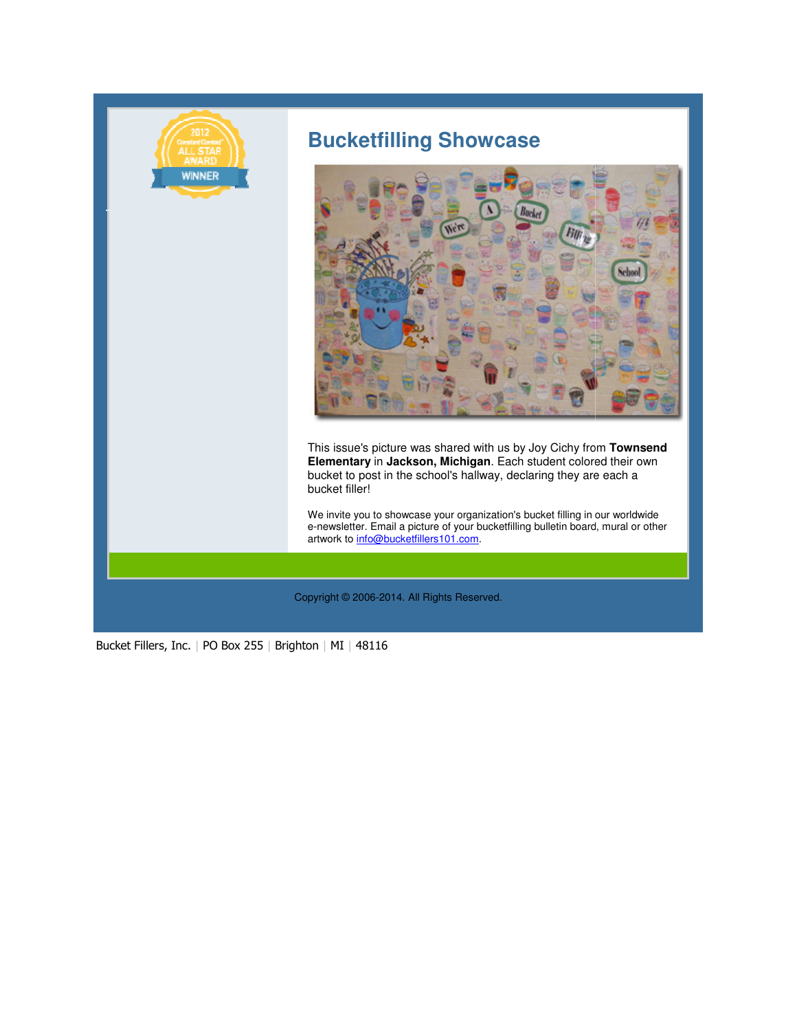## Bucketfilling Showcase

This issue's picture was shared with us by Joy Cichy from **Townsend Elementary** in **Jackson, Michigan**. Each student colored their own bucket to post in the school's hallway, declaring they are each a bucket filler!

We invite you to showcase your organization's bucket filling in our worldwide e-newsletter. Email a picture of your bucketfilling bulletin board, mural or other artwork to [info@bucketfillers101.com](mailto:info@bucketfillers101.com).

Copyright © 2006-2014. All Rights Reserved.

Bucket Fillers, Inc. | PO Box 255 | Brighton | MI | 48116